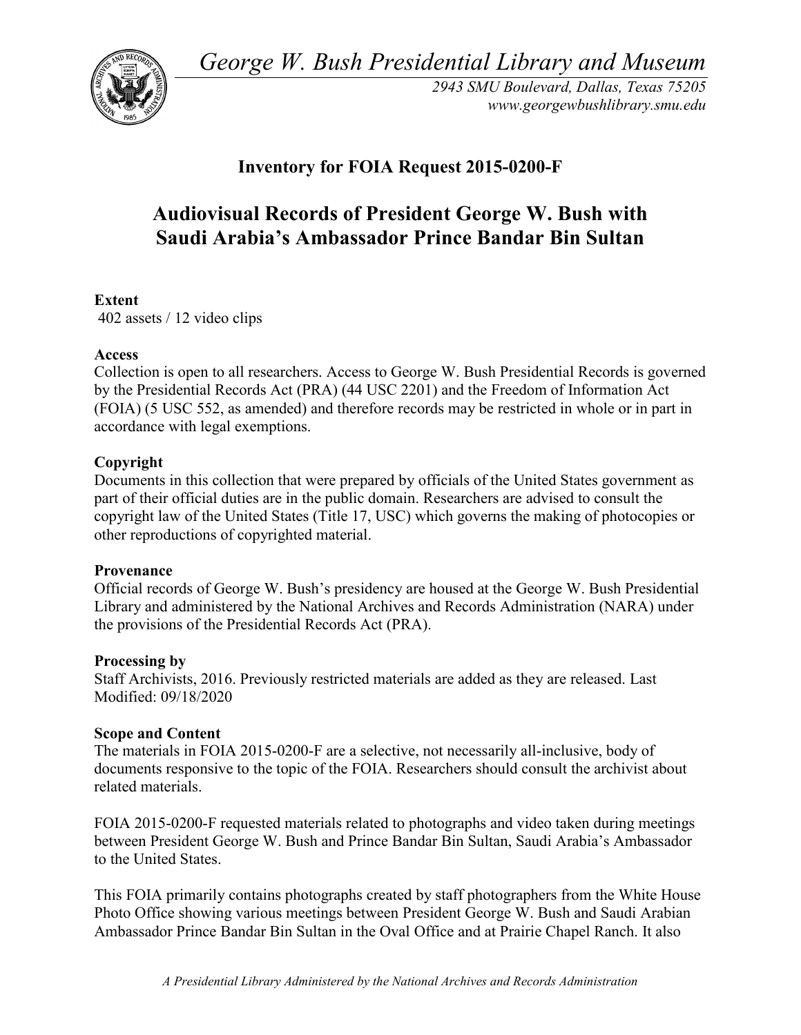*George W. Bush Presidential Library and Museum*

*2943 SMU Boulevard, Dallas, Texas 75205*
*www.georgewbushlibrary.smu.edu*

## Inventory for FOIA Request 2015-0200-F

# Audiovisual Records of President George W. Bush with Saudi Arabia's Ambassador Prince Bandar Bin Sultan

**Extent**
402 assets / 12 video clips

**Access**
Collection is open to all researchers. Access to George W. Bush Presidential Records is governed by the Presidential Records Act (PRA) (44 USC 2201) and the Freedom of Information Act (FOIA) (5 USC 552, as amended) and therefore records may be restricted in whole or in part in accordance with legal exemptions.

**Copyright**
Documents in this collection that were prepared by officials of the United States government as part of their official duties are in the public domain. Researchers are advised to consult the copyright law of the United States (Title 17, USC) which governs the making of photocopies or other reproductions of copyrighted material.

**Provenance**
Official records of George W. Bush's presidency are housed at the George W. Bush Presidential Library and administered by the National Archives and Records Administration (NARA) under the provisions of the Presidential Records Act (PRA).

**Processing by**
Staff Archivists, 2016. Previously restricted materials are added as they are released. Last Modified: 09/18/2020

**Scope and Content**
The materials in FOIA 2015-0200-F are a selective, not necessarily all-inclusive, body of documents responsive to the topic of the FOIA. Researchers should consult the archivist about related materials.

FOIA 2015-0200-F requested materials related to photographs and video taken during meetings between President George W. Bush and Prince Bandar Bin Sultan, Saudi Arabia's Ambassador to the United States.

This FOIA primarily contains photographs created by staff photographers from the White House Photo Office showing various meetings between President George W. Bush and Saudi Arabian Ambassador Prince Bandar Bin Sultan in the Oval Office and at Prairie Chapel Ranch. It also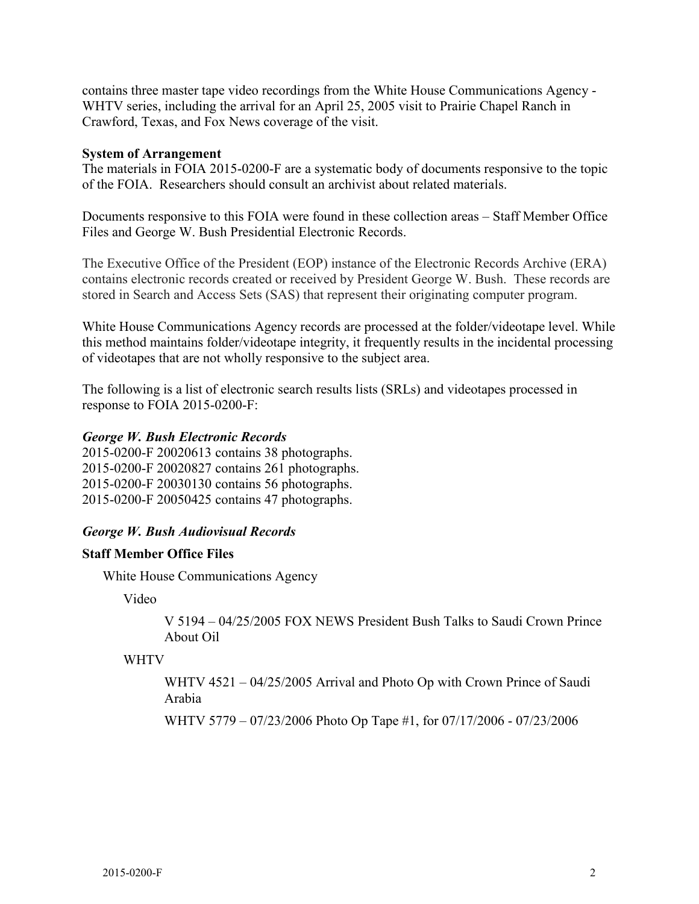contains three master tape video recordings from the White House Communications Agency - WHTV series, including the arrival for an April 25, 2005 visit to Prairie Chapel Ranch in Crawford, Texas, and Fox News coverage of the visit.

**System of Arrangement**
The materials in FOIA 2015-0200-F are a systematic body of documents responsive to the topic of the FOIA. Researchers should consult an archivist about related materials.

Documents responsive to this FOIA were found in these collection areas – Staff Member Office Files and George W. Bush Presidential Electronic Records.

The Executive Office of the President (EOP) instance of the Electronic Records Archive (ERA) contains electronic records created or received by President George W. Bush. These records are stored in Search and Access Sets (SAS) that represent their originating computer program.

White House Communications Agency records are processed at the folder/videotape level. While this method maintains folder/videotape integrity, it frequently results in the incidental processing of videotapes that are not wholly responsive to the subject area.

The following is a list of electronic search results lists (SRLs) and videotapes processed in response to FOIA 2015-0200-F:

***George W. Bush Electronic Records***

2015-0200-F 20020613 contains 38 photographs.
2015-0200-F 20020827 contains 261 photographs.
2015-0200-F 20030130 contains 56 photographs.
2015-0200-F 20050425 contains 47 photographs.

***George W. Bush Audiovisual Records***

**Staff Member Office Files**

White House Communications Agency

Video

V 5194 – 04/25/2005 FOX NEWS President Bush Talks to Saudi Crown Prince About Oil

WHTV

WHTV 4521 – 04/25/2005 Arrival and Photo Op with Crown Prince of Saudi Arabia

WHTV 5779 – 07/23/2006 Photo Op Tape #1, for 07/17/2006 - 07/23/2006